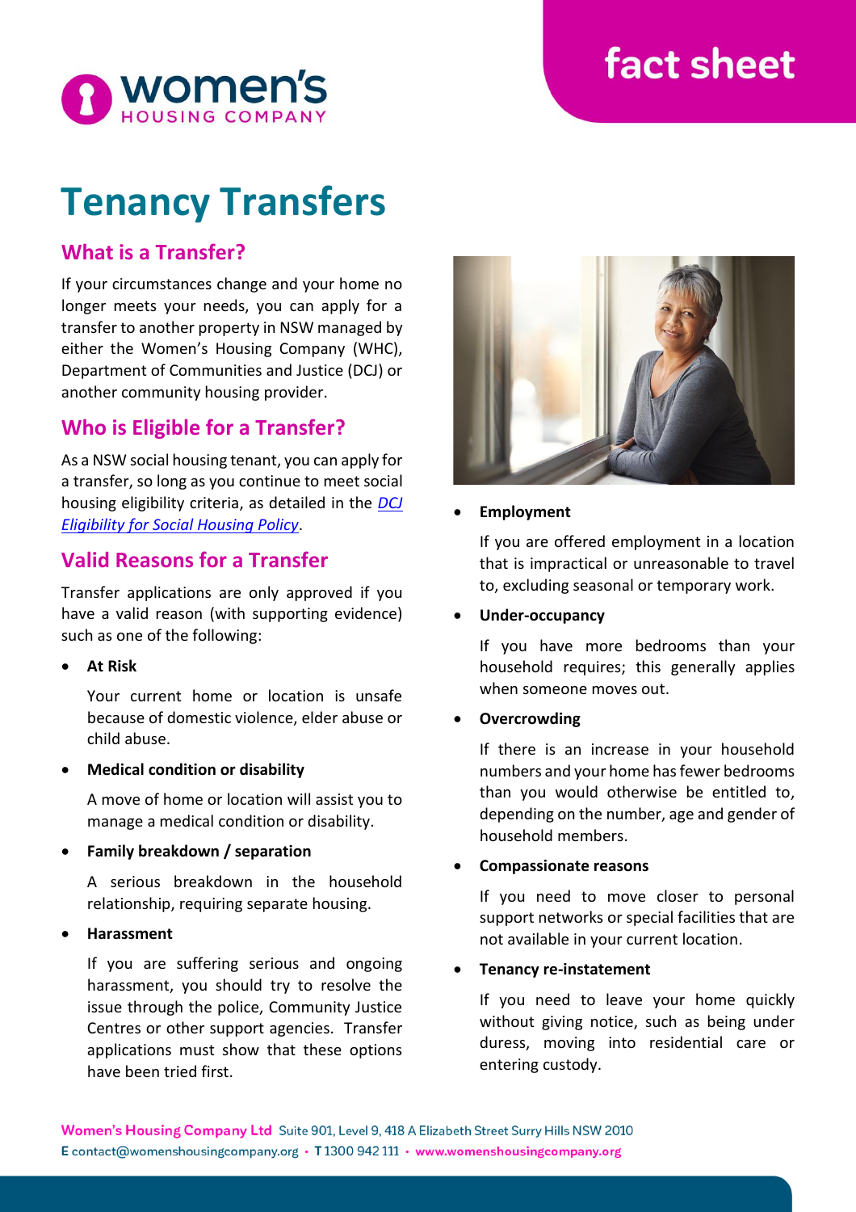# Tenancy Transfers

## What is a Transfer?

If your circumstances change and your home no longer meets your needs, you can apply for a transfer to another property in NSW managed by either the Women's Housing Company (WHC), Department of Communities and Justice (DCJ) or another community housing provider.

## Who is Eligible for a Transfer?

As a NSW social housing tenant, you can apply for a transfer, so long as you continue to meet social housing eligibility criteria, as detailed in the *DCJ Eligibility for Social Housing Policy*.

## Valid Reasons for a Transfer

Transfer applications are only approved if you have a valid reason (with supporting evidence) such as one of the following:

- **At Risk**

  Your current home or location is unsafe because of domestic violence, elder abuse or child abuse.

- **Medical condition or disability**

  A move of home or location will assist you to manage a medical condition or disability.

- **Family breakdown / separation**

  A serious breakdown in the household relationship, requiring separate housing.

- **Harassment**

  If you are suffering serious and ongoing harassment, you should try to resolve the issue through the police, Community Justice Centres or other support agencies. Transfer applications must show that these options have been tried first.

- **Employment**

  If you are offered employment in a location that is impractical or unreasonable to travel to, excluding seasonal or temporary work.

- **Under-occupancy**

  If you have more bedrooms than your household requires; this generally applies when someone moves out.

- **Overcrowding**

  If there is an increase in your household numbers and your home has fewer bedrooms than you would otherwise be entitled to, depending on the number, age and gender of household members.

- **Compassionate reasons**

  If you need to move closer to personal support networks or special facilities that are not available in your current location.

- **Tenancy re-instatement**

  If you need to leave your home quickly without giving notice, such as being under duress, moving into residential care or entering custody.

**Women's Housing Company Ltd** Suite 901, Level 9, 418 A Elizabeth Street Surry Hills NSW 2010
E contact@womenshousingcompany.org • T 1300 942 111 • www.womenshousingcompany.org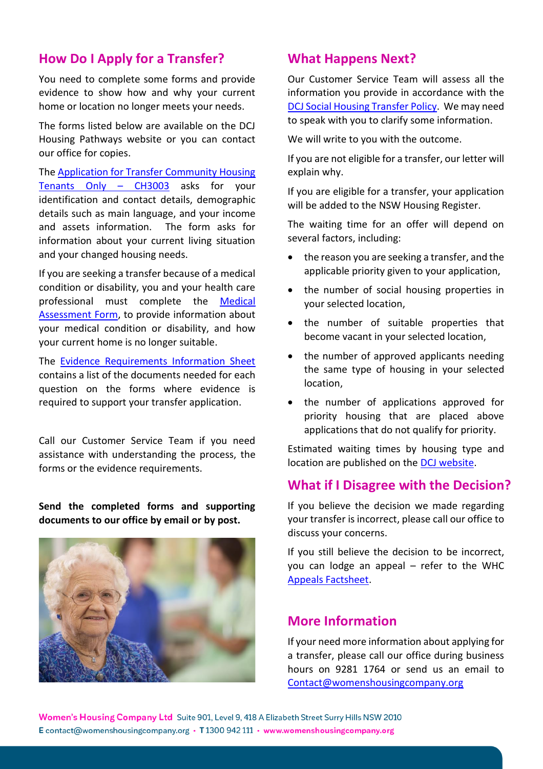## How Do I Apply for a Transfer?

You need to complete some forms and provide evidence to show how and why your current home or location no longer meets your needs.

The forms listed below are available on the DCJ Housing Pathways website or you can contact our office for copies.

The Application for Transfer Community Housing Tenants Only – CH3003 asks for your identification and contact details, demographic details such as main language, and your income and assets information. The form asks for information about your current living situation and your changed housing needs.

If you are seeking a transfer because of a medical condition or disability, you and your health care professional must complete the Medical Assessment Form, to provide information about your medical condition or disability, and how your current home is no longer suitable.

The Evidence Requirements Information Sheet contains a list of the documents needed for each question on the forms where evidence is required to support your transfer application.

Call our Customer Service Team if you need assistance with understanding the process, the forms or the evidence requirements.

**Send the completed forms and supporting documents to our office by email or by post.**

## What Happens Next?

Our Customer Service Team will assess all the information you provide in accordance with the DCJ Social Housing Transfer Policy. We may need to speak with you to clarify some information.

We will write to you with the outcome.

If you are not eligible for a transfer, our letter will explain why.

If you are eligible for a transfer, your application will be added to the NSW Housing Register.

The waiting time for an offer will depend on several factors, including:

- the reason you are seeking a transfer, and the applicable priority given to your application,
- the number of social housing properties in your selected location,
- the number of suitable properties that become vacant in your selected location,
- the number of approved applicants needing the same type of housing in your selected location,
- the number of applications approved for priority housing that are placed above applications that do not qualify for priority.

Estimated waiting times by housing type and location are published on the DCJ website.

## What if I Disagree with the Decision?

If you believe the decision we made regarding your transfer is incorrect, please call our office to discuss your concerns.

If you still believe the decision to be incorrect, you can lodge an appeal – refer to the WHC Appeals Factsheet.

## More Information

If your need more information about applying for a transfer, please call our office during business hours on 9281 1764 or send us an email to Contact@womenshousingcompany.org

**Women's Housing Company Ltd** Suite 901, Level 9, 418 A Elizabeth Street Surry Hills NSW 2010
E contact@womenshousingcompany.org • T 1300 942 111 • www.womenshousingcompany.org